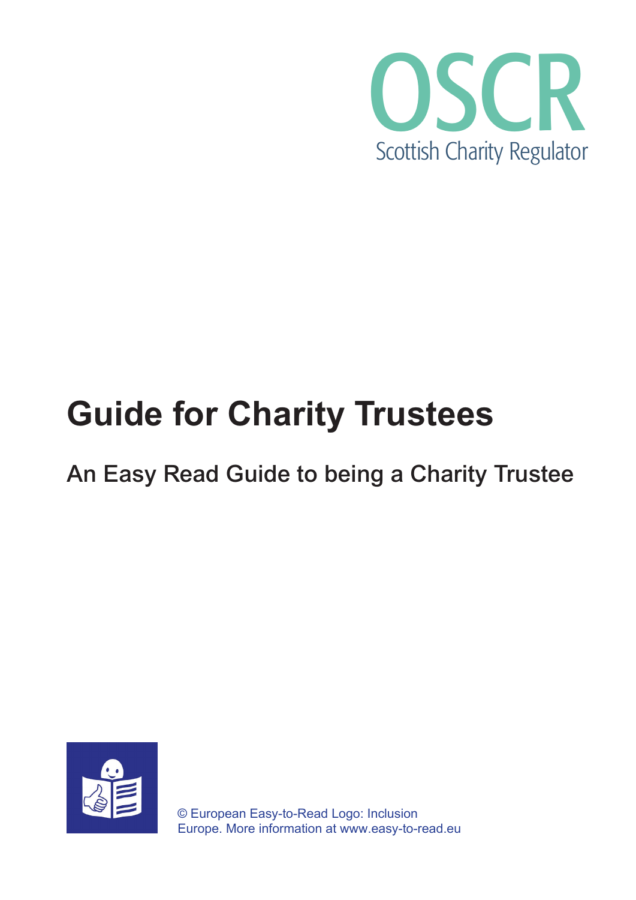OSCR

Scottish Charity Regulator

# Guide for Charity Trustees

## An Easy Read Guide to being a Charity Trustee

© European Easy-to-Read Logo: Inclusion Europe. More information at www.easy-to-read.eu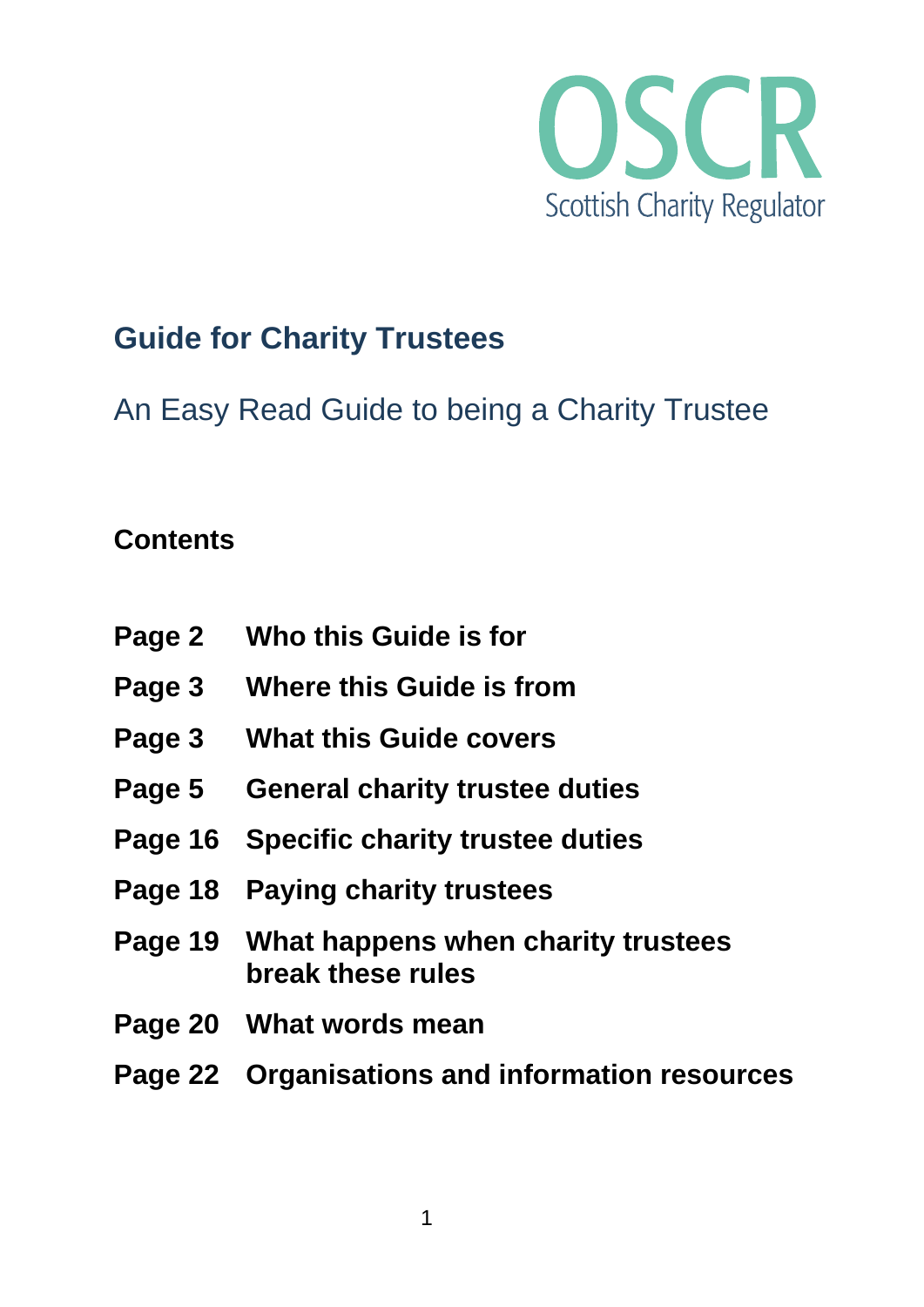OSCR
Scottish Charity Regulator

# Guide for Charity Trustees

## An Easy Read Guide to being a Charity Trustee

**Contents**

| | |
|---|---|
| **Page 2** | **Who this Guide is for** |
| **Page 3** | **Where this Guide is from** |
| **Page 3** | **What this Guide covers** |
| **Page 5** | **General charity trustee duties** |
| **Page 16** | **Specific charity trustee duties** |
| **Page 18** | **Paying charity trustees** |
| **Page 19** | **What happens when charity trustees break these rules** |
| **Page 20** | **What words mean** |
| **Page 22** | **Organisations and information resources** |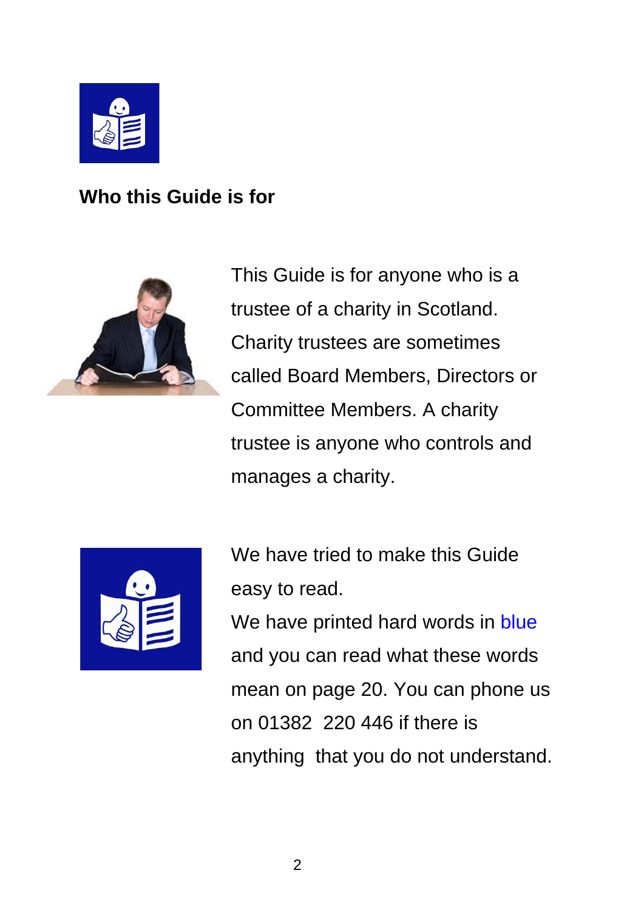## Who this Guide is for

This Guide is for anyone who is a trustee of a charity in Scotland. Charity trustees are sometimes called Board Members, Directors or Committee Members. A charity trustee is anyone who controls and manages a charity.

We have tried to make this Guide easy to read.
We have printed hard words in blue and you can read what these words mean on page 20. You can phone us on 01382 220 446 if there is anything that you do not understand.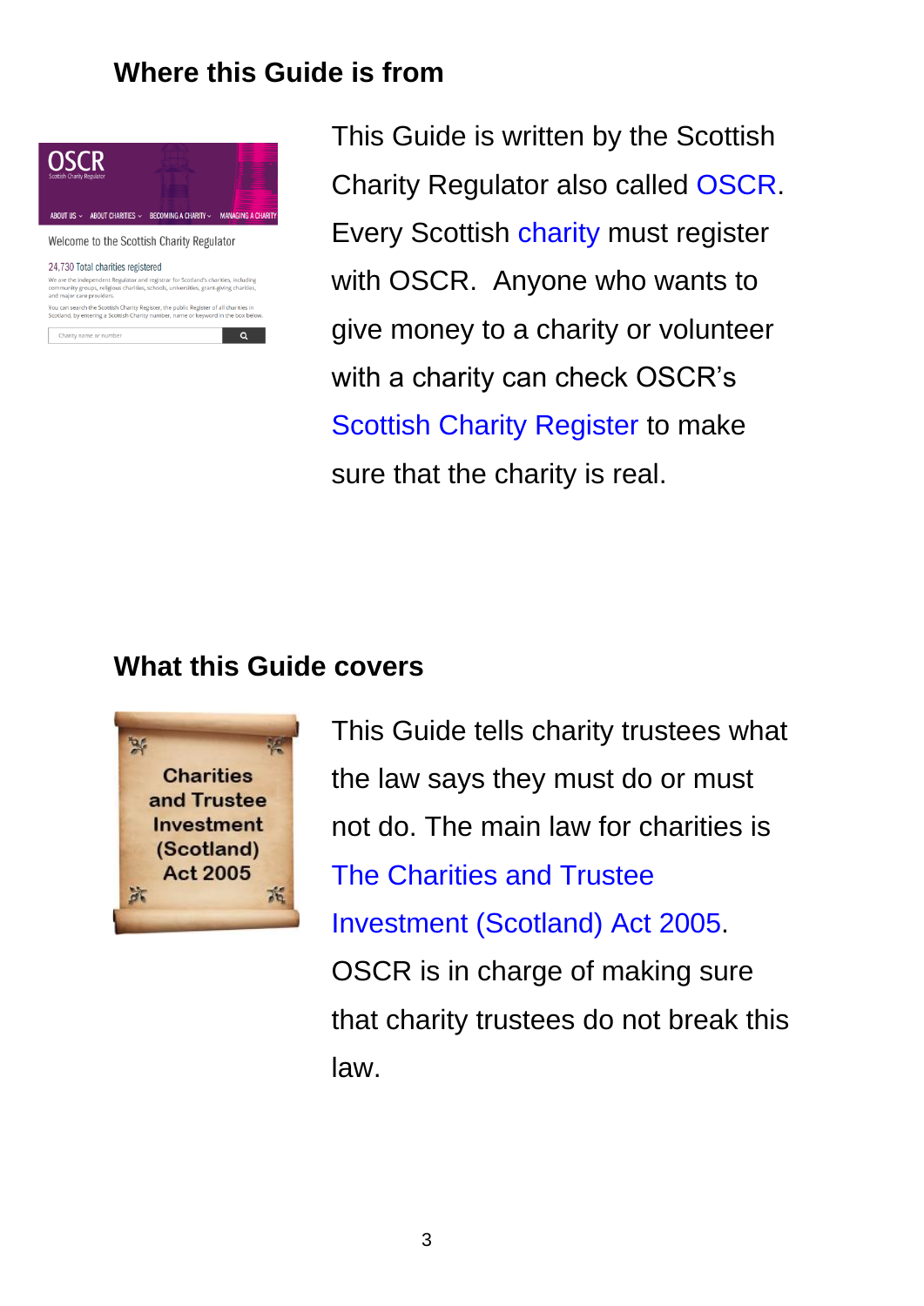## Where this Guide is from

This Guide is written by the Scottish Charity Regulator also called OSCR. Every Scottish charity must register with OSCR. Anyone who wants to give money to a charity or volunteer with a charity can check OSCR's Scottish Charity Register to make sure that the charity is real.

## What this Guide covers

This Guide tells charity trustees what the law says they must do or must not do. The main law for charities is The Charities and Trustee Investment (Scotland) Act 2005. OSCR is in charge of making sure that charity trustees do not break this law.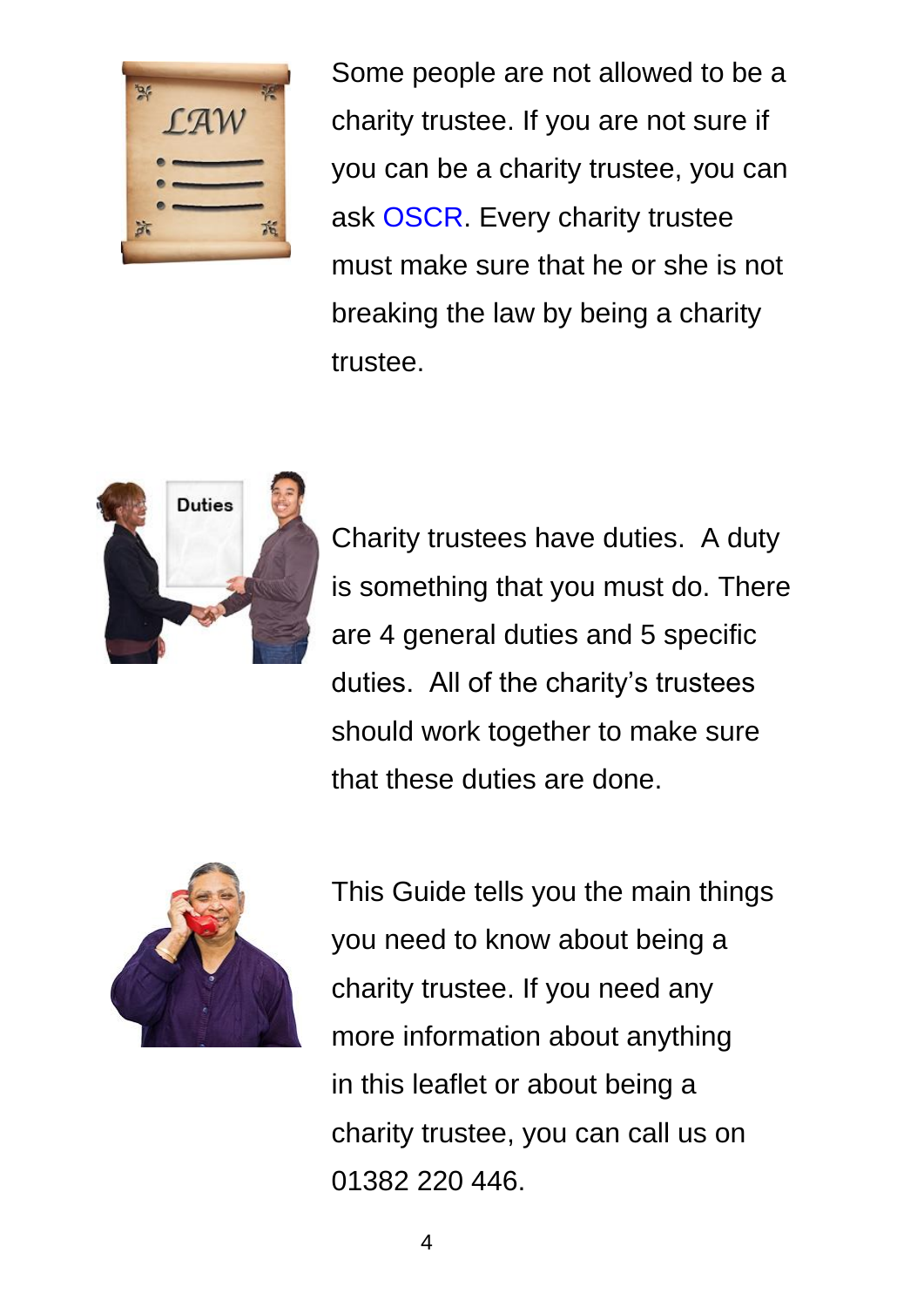Some people are not allowed to be a charity trustee. If you are not sure if you can be a charity trustee, you can ask OSCR. Every charity trustee must make sure that he or she is not breaking the law by being a charity trustee.

Charity trustees have duties. A duty is something that you must do. There are 4 general duties and 5 specific duties. All of the charity's trustees should work together to make sure that these duties are done.

This Guide tells you the main things you need to know about being a charity trustee. If you need any more information about anything in this leaflet or about being a charity trustee, you can call us on 01382 220 446.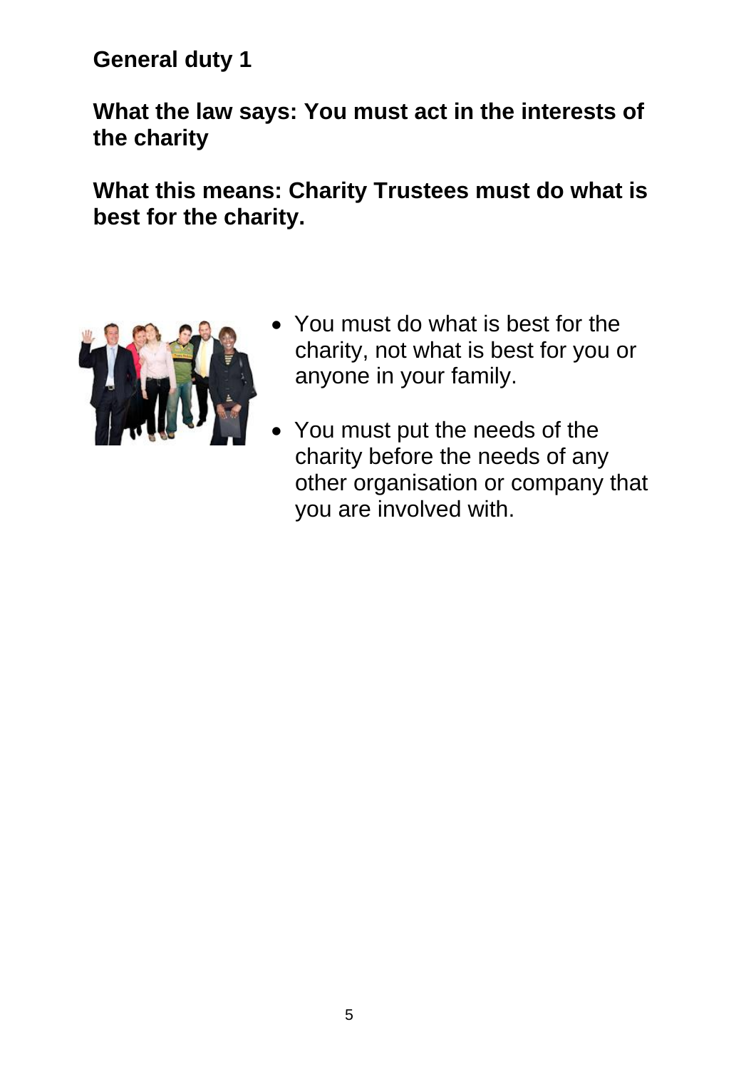## General duty 1

**What the law says: You must act in the interests of the charity**

**What this means: Charity Trustees must do what is best for the charity.**

- You must do what is best for the charity, not what is best for you or anyone in your family.
- You must put the needs of the charity before the needs of any other organisation or company that you are involved with.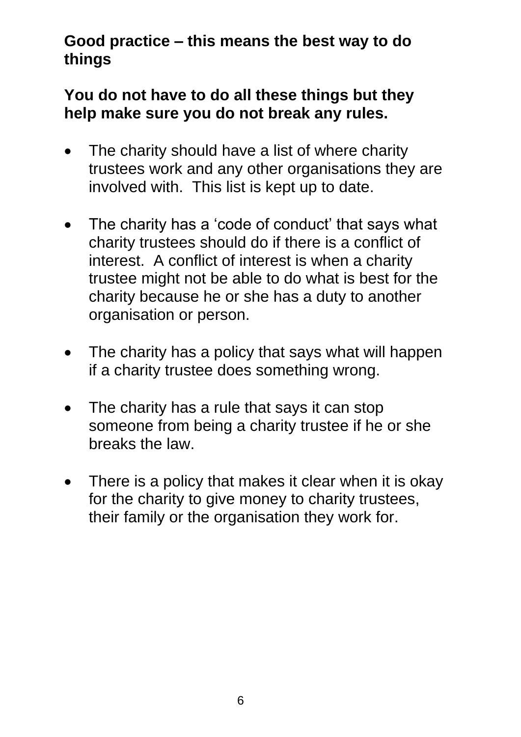**Good practice – this means the best way to do things**

**You do not have to do all these things but they help make sure you do not break any rules.**

- The charity should have a list of where charity trustees work and any other organisations they are involved with. This list is kept up to date.
- The charity has a 'code of conduct' that says what charity trustees should do if there is a conflict of interest. A conflict of interest is when a charity trustee might not be able to do what is best for the charity because he or she has a duty to another organisation or person.
- The charity has a policy that says what will happen if a charity trustee does something wrong.
- The charity has a rule that says it can stop someone from being a charity trustee if he or she breaks the law.
- There is a policy that makes it clear when it is okay for the charity to give money to charity trustees, their family or the organisation they work for.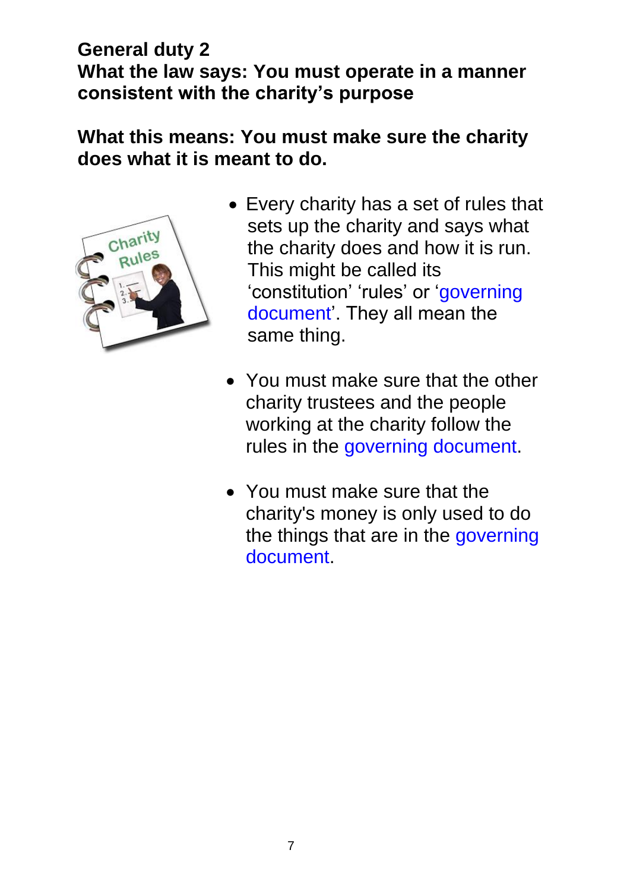**General duty 2**
**What the law says: You must operate in a manner consistent with the charity's purpose**

**What this means: You must make sure the charity does what it is meant to do.**

- Every charity has a set of rules that sets up the charity and says what the charity does and how it is run. This might be called its 'constitution' 'rules' or 'governing document'. They all mean the same thing.

- You must make sure that the other charity trustees and the people working at the charity follow the rules in the governing document.

- You must make sure that the charity's money is only used to do the things that are in the governing document.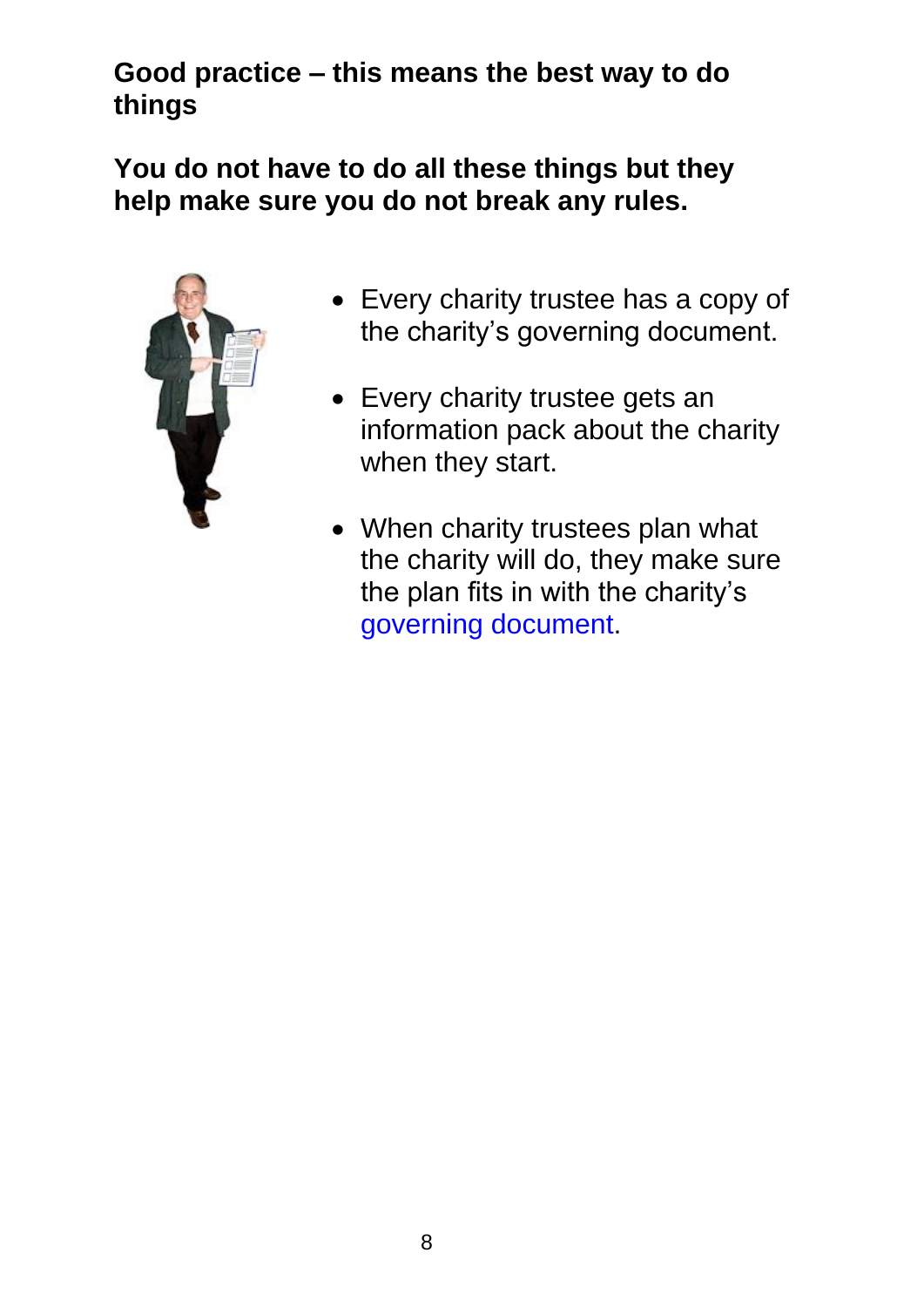**Good practice – this means the best way to do things**

**You do not have to do all these things but they help make sure you do not break any rules.**

- Every charity trustee has a copy of the charity's governing document.
- Every charity trustee gets an information pack about the charity when they start.
- When charity trustees plan what the charity will do, they make sure the plan fits in with the charity's governing document.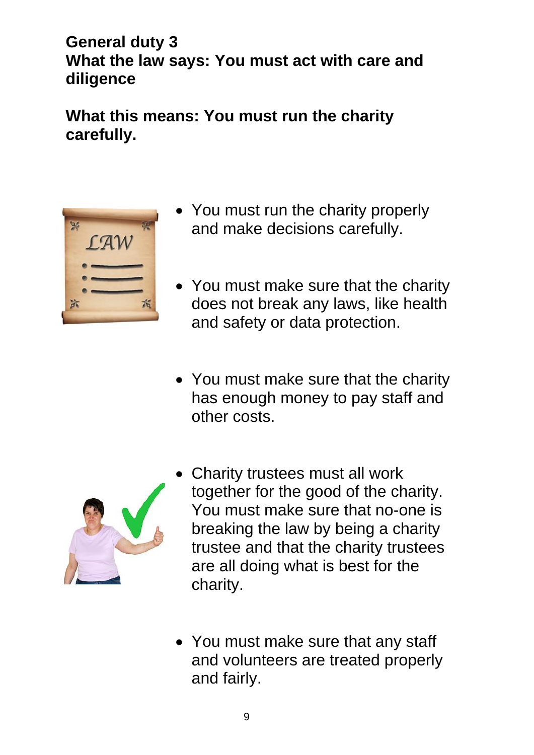**General duty 3**
**What the law says: You must act with care and diligence**

**What this means: You must run the charity carefully.**

- You must run the charity properly and make decisions carefully.
- You must make sure that the charity does not break any laws, like health and safety or data protection.
- You must make sure that the charity has enough money to pay staff and other costs.
- Charity trustees must all work together for the good of the charity. You must make sure that no-one is breaking the law by being a charity trustee and that the charity trustees are all doing what is best for the charity.
- You must make sure that any staff and volunteers are treated properly and fairly.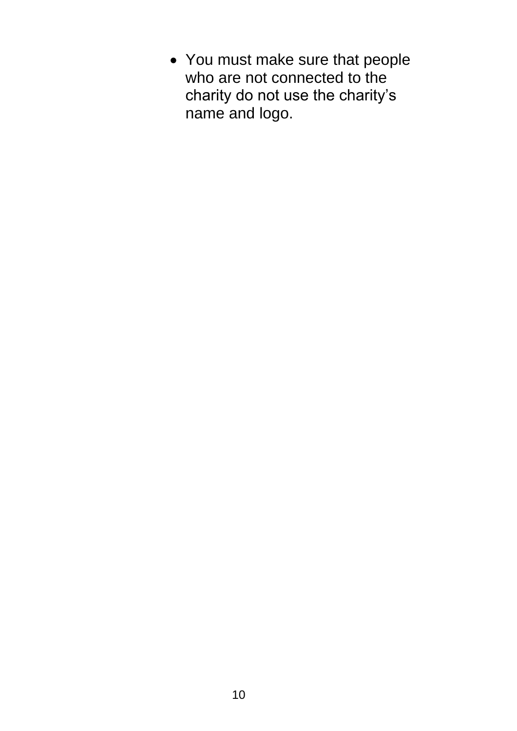- You must make sure that people who are not connected to the charity do not use the charity's name and logo.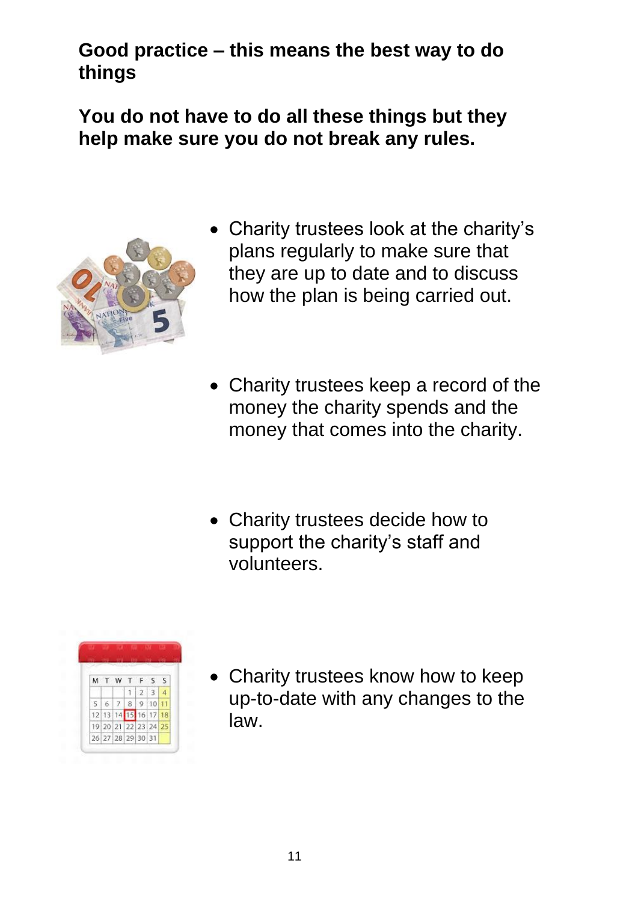**Good practice – this means the best way to do things**

**You do not have to do all these things but they help make sure you do not break any rules.**

- Charity trustees look at the charity's plans regularly to make sure that they are up to date and to discuss how the plan is being carried out.

- Charity trustees keep a record of the money the charity spends and the money that comes into the charity.

- Charity trustees decide how to support the charity's staff and volunteers.

- Charity trustees know how to keep up-to-date with any changes to the law.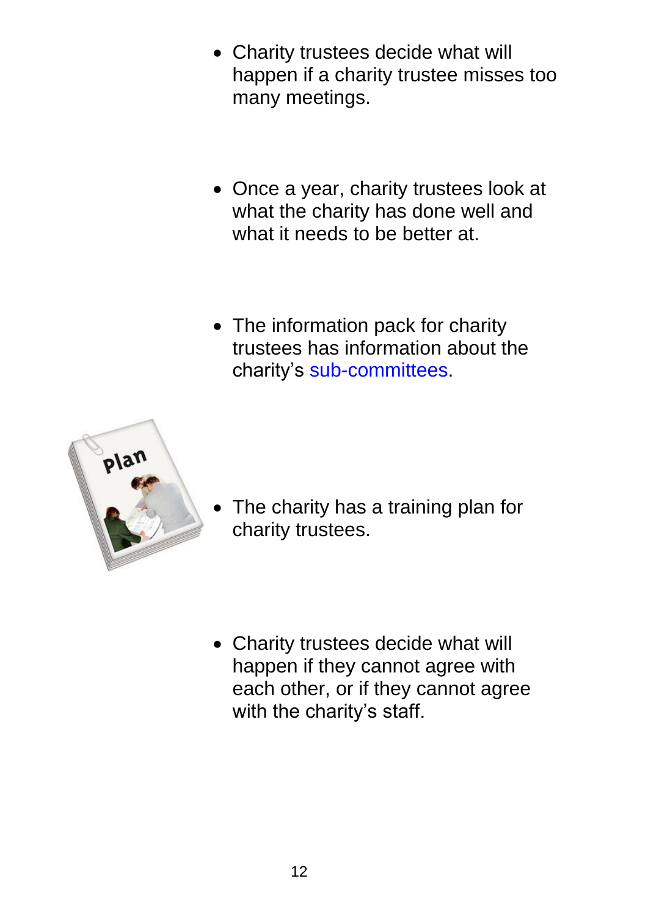- Charity trustees decide what will happen if a charity trustee misses too many meetings.

- Once a year, charity trustees look at what the charity has done well and what it needs to be better at.

- The information pack for charity trustees has information about the charity's sub-committees.

- The charity has a training plan for charity trustees.

- Charity trustees decide what will happen if they cannot agree with each other, or if they cannot agree with the charity's staff.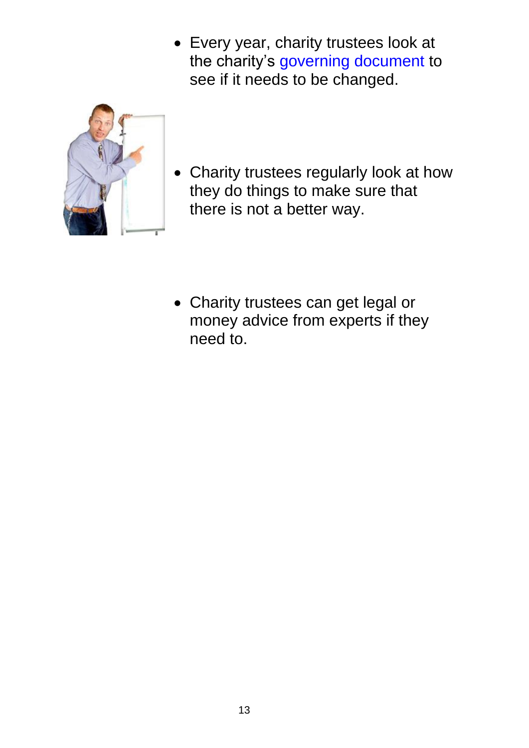- Every year, charity trustees look at the charity's governing document to see if it needs to be changed.

- Charity trustees regularly look at how they do things to make sure that there is not a better way.

- Charity trustees can get legal or money advice from experts if they need to.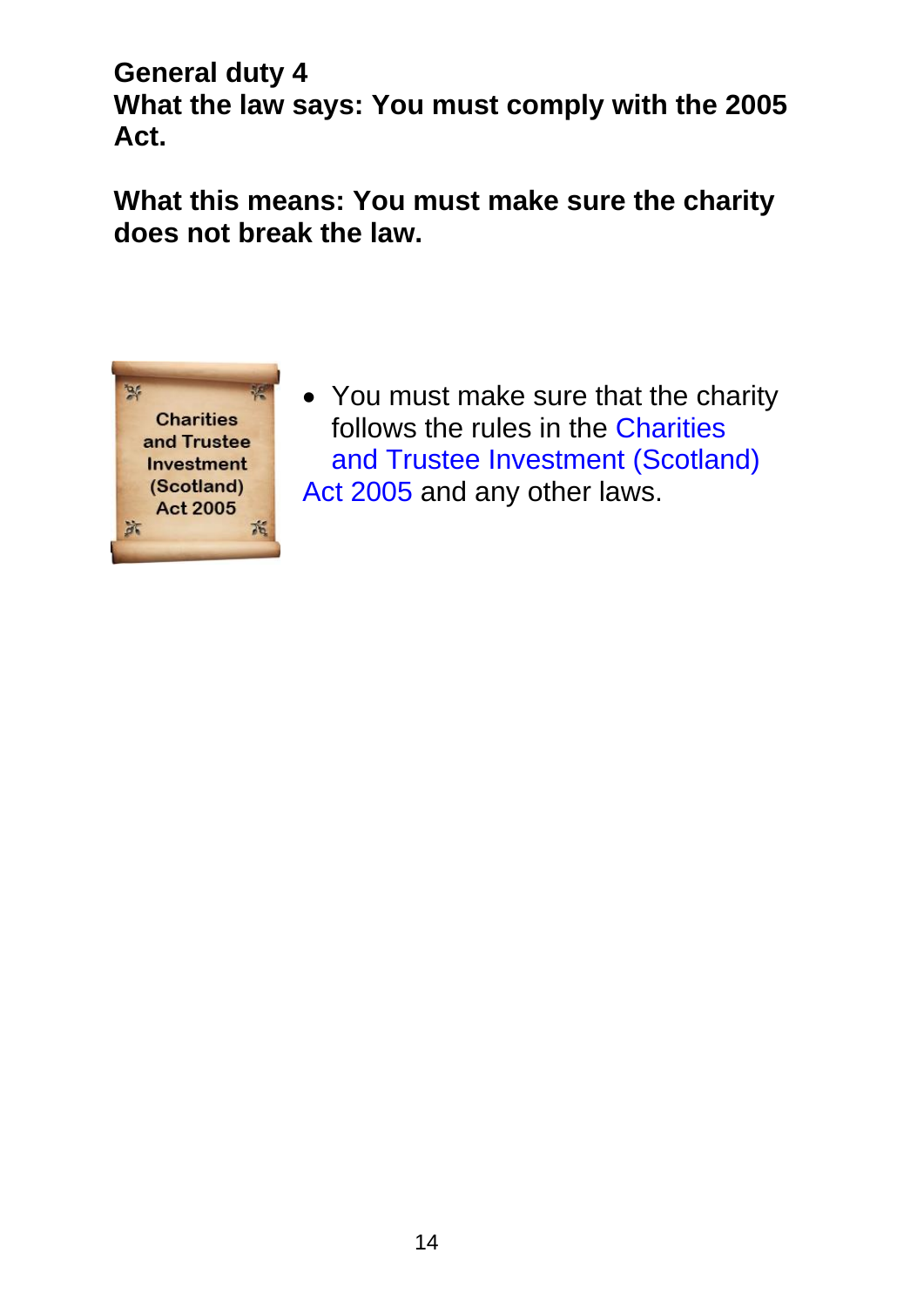**General duty 4**
**What the law says: You must comply with the 2005 Act.**

**What this means: You must make sure the charity does not break the law.**

- You must make sure that the charity follows the rules in the Charities and Trustee Investment (Scotland) Act 2005 and any other laws.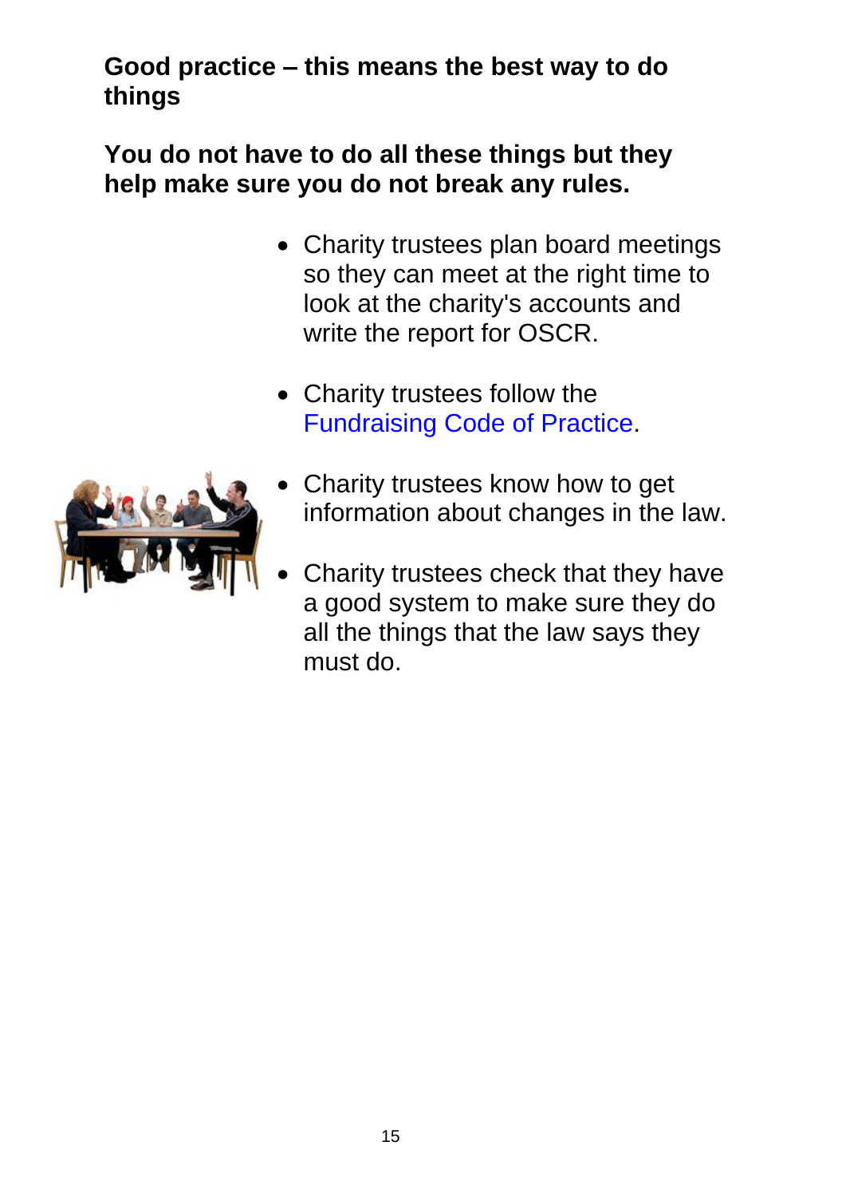**Good practice – this means the best way to do things**

**You do not have to do all these things but they help make sure you do not break any rules.**

- Charity trustees plan board meetings so they can meet at the right time to look at the charity's accounts and write the report for OSCR.
- Charity trustees follow the Fundraising Code of Practice.
- Charity trustees know how to get information about changes in the law.
- Charity trustees check that they have a good system to make sure they do all the things that the law says they must do.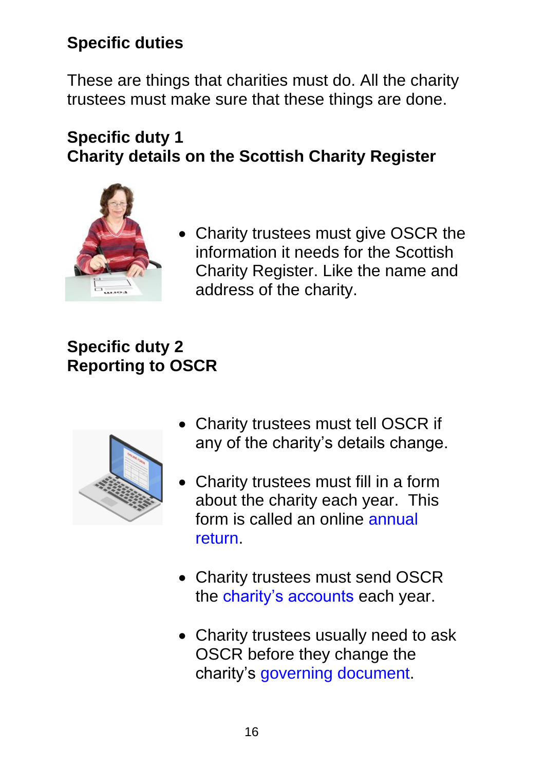## Specific duties

These are things that charities must do. All the charity trustees must make sure that these things are done.

### Specific duty 1
### Charity details on the Scottish Charity Register

- Charity trustees must give OSCR the information it needs for the Scottish Charity Register. Like the name and address of the charity.

### Specific duty 2
### Reporting to OSCR

- Charity trustees must tell OSCR if any of the charity's details change.
- Charity trustees must fill in a form about the charity each year. This form is called an online annual return.
- Charity trustees must send OSCR the charity's accounts each year.
- Charity trustees usually need to ask OSCR before they change the charity's governing document.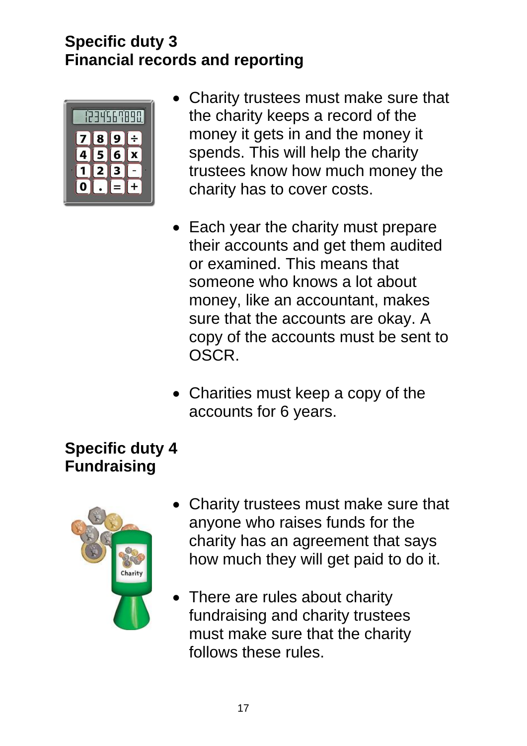## Specific duty 3
## Financial records and reporting

- Charity trustees must make sure that the charity keeps a record of the money it gets in and the money it spends. This will help the charity trustees know how much money the charity has to cover costs.
- Each year the charity must prepare their accounts and get them audited or examined. This means that someone who knows a lot about money, like an accountant, makes sure that the accounts are okay. A copy of the accounts must be sent to OSCR.
- Charities must keep a copy of the accounts for 6 years.

## Specific duty 4
## Fundraising

- Charity trustees must make sure that anyone who raises funds for the charity has an agreement that says how much they will get paid to do it.
- There are rules about charity fundraising and charity trustees must make sure that the charity follows these rules.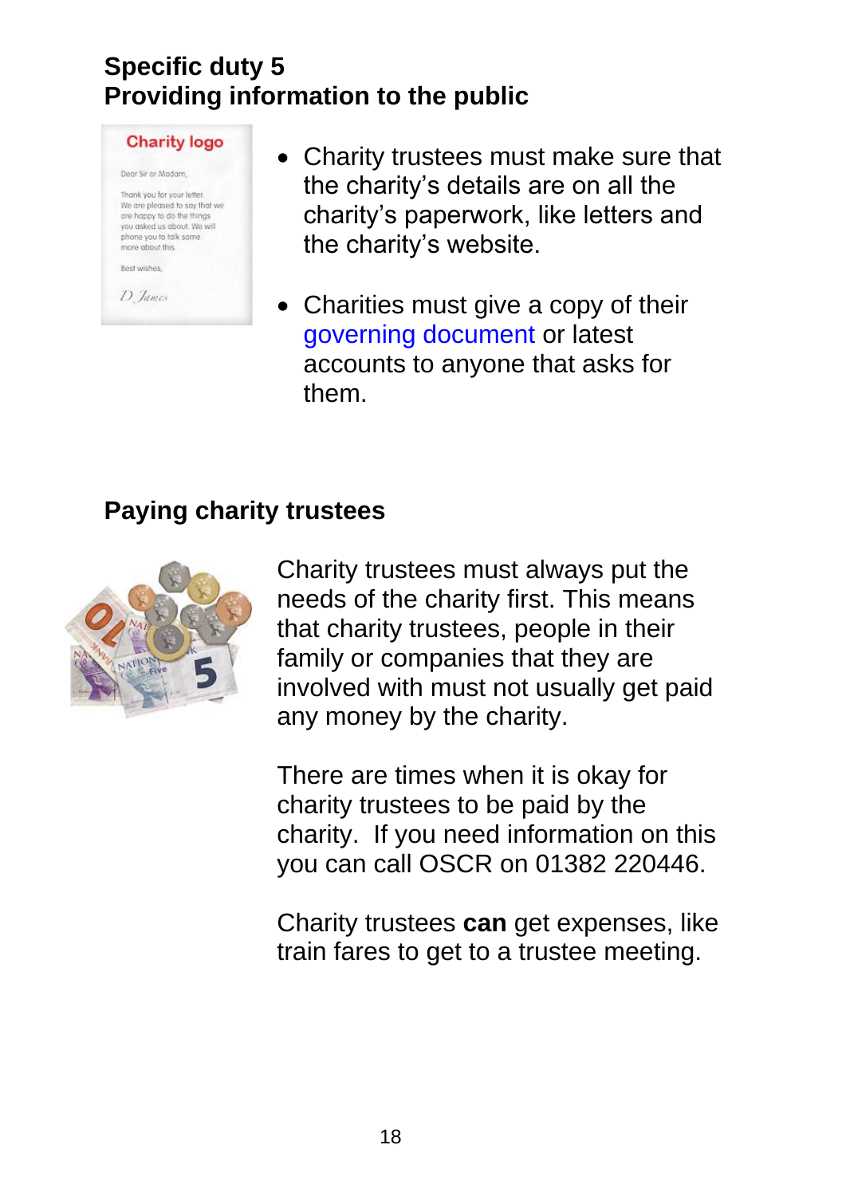## Specific duty 5
## Providing information to the public

- Charity trustees must make sure that the charity's details are on all the charity's paperwork, like letters and the charity's website.
- Charities must give a copy of their governing document or latest accounts to anyone that asks for them.

## Paying charity trustees

Charity trustees must always put the needs of the charity first. This means that charity trustees, people in their family or companies that they are involved with must not usually get paid any money by the charity.

There are times when it is okay for charity trustees to be paid by the charity. If you need information on this you can call OSCR on 01382 220446.

Charity trustees **can** get expenses, like train fares to get to a trustee meeting.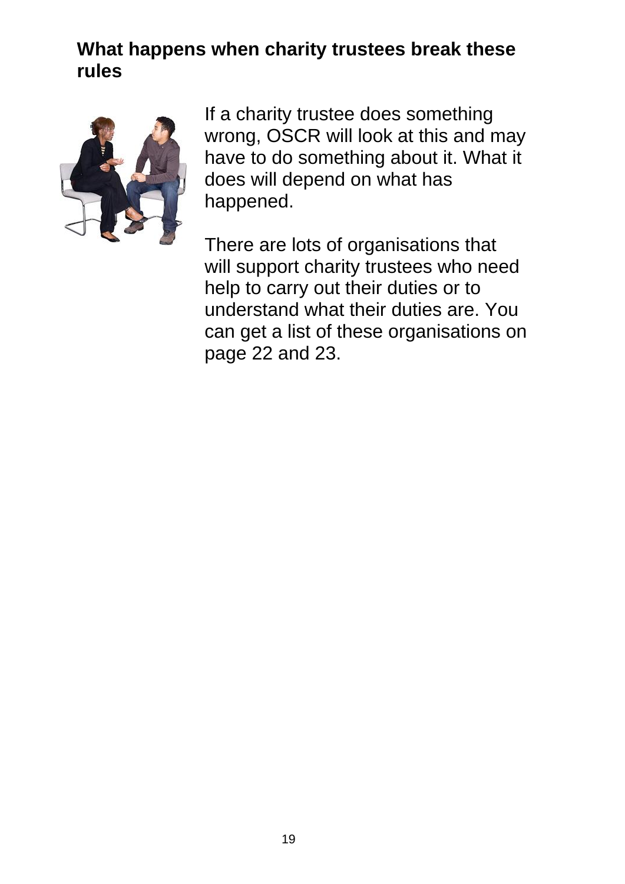## What happens when charity trustees break these rules

If a charity trustee does something wrong, OSCR will look at this and may have to do something about it. What it does will depend on what has happened.

There are lots of organisations that will support charity trustees who need help to carry out their duties or to understand what their duties are. You can get a list of these organisations on page 22 and 23.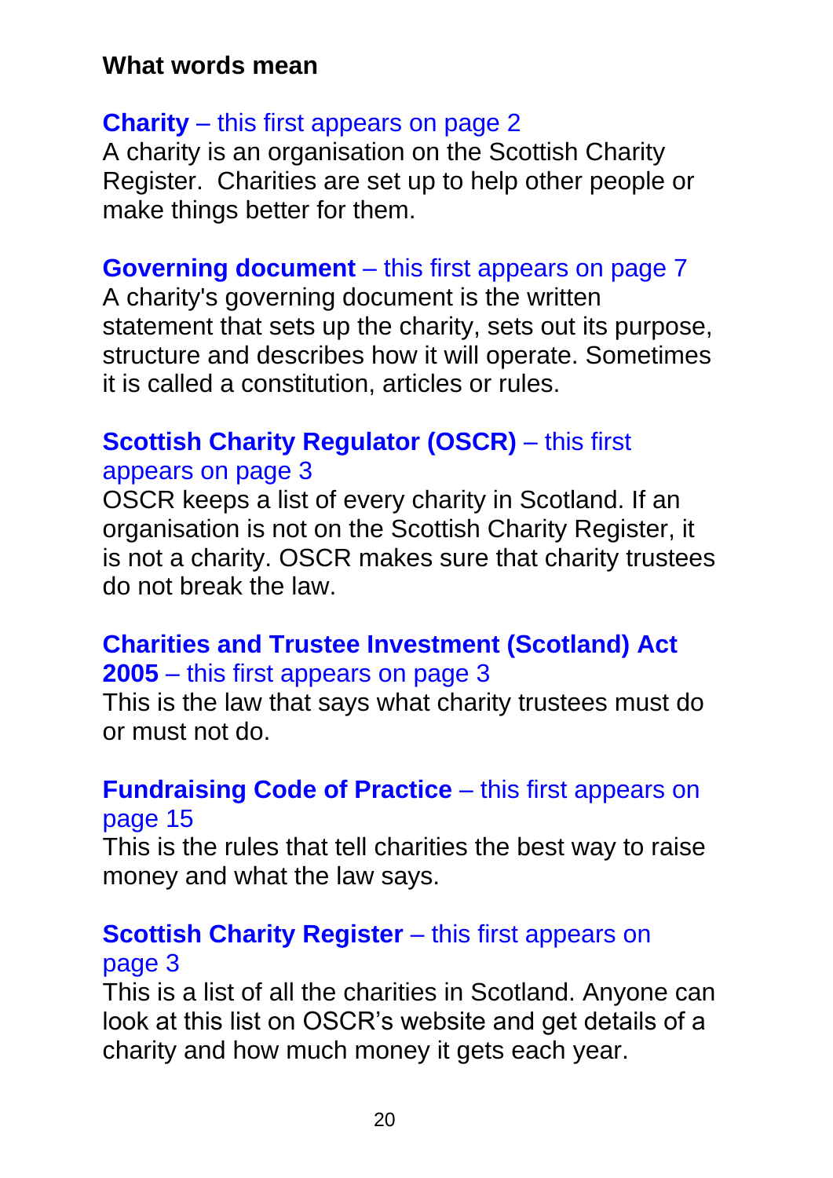## What words mean

**Charity** – this first appears on page 2
A charity is an organisation on the Scottish Charity Register. Charities are set up to help other people or make things better for them.

**Governing document** – this first appears on page 7
A charity's governing document is the written statement that sets up the charity, sets out its purpose, structure and describes how it will operate. Sometimes it is called a constitution, articles or rules.

**Scottish Charity Regulator (OSCR)** – this first appears on page 3
OSCR keeps a list of every charity in Scotland. If an organisation is not on the Scottish Charity Register, it is not a charity. OSCR makes sure that charity trustees do not break the law.

**Charities and Trustee Investment (Scotland) Act 2005** – this first appears on page 3
This is the law that says what charity trustees must do or must not do.

**Fundraising Code of Practice** – this first appears on page 15
This is the rules that tell charities the best way to raise money and what the law says.

**Scottish Charity Register** – this first appears on page 3
This is a list of all the charities in Scotland. Anyone can look at this list on OSCR's website and get details of a charity and how much money it gets each year.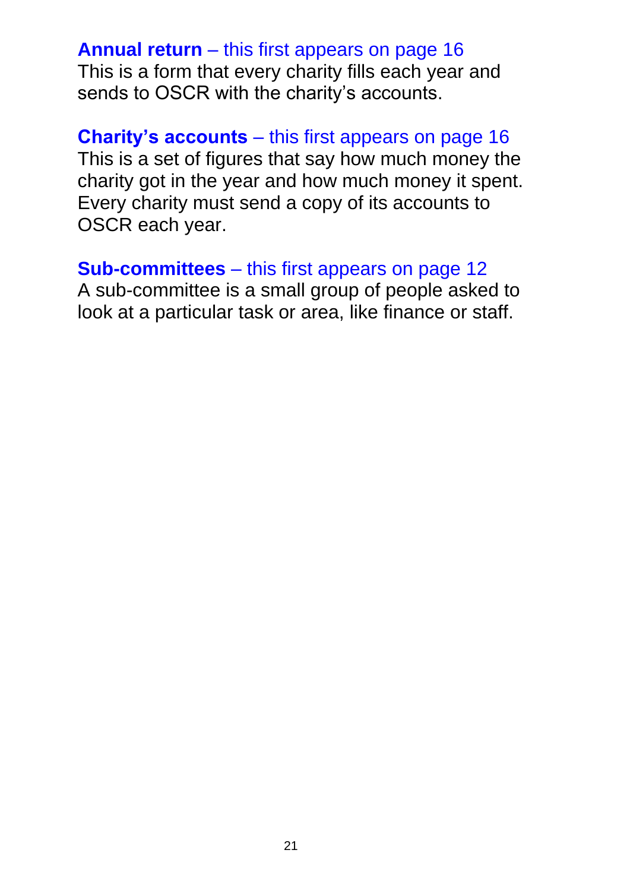**Annual return** – this first appears on page 16
This is a form that every charity fills each year and sends to OSCR with the charity's accounts.

**Charity's accounts** – this first appears on page 16
This is a set of figures that say how much money the charity got in the year and how much money it spent. Every charity must send a copy of its accounts to OSCR each year.

**Sub-committees** – this first appears on page 12
A sub-committee is a small group of people asked to look at a particular task or area, like finance or staff.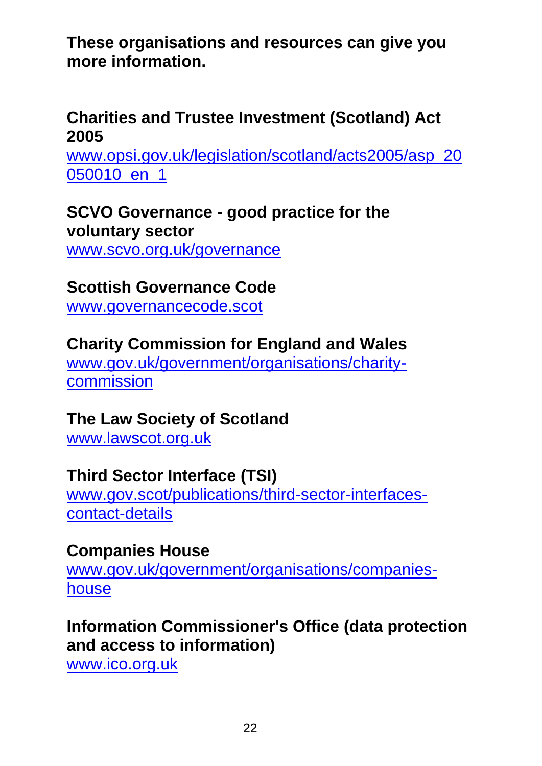**These organisations and resources can give you more information.**

**Charities and Trustee Investment (Scotland) Act 2005**
www.opsi.gov.uk/legislation/scotland/acts2005/asp_20050010_en_1

**SCVO Governance - good practice for the voluntary sector**
www.scvo.org.uk/governance

**Scottish Governance Code**
www.governancecode.scot

**Charity Commission for England and Wales**
www.gov.uk/government/organisations/charity-commission

**The Law Society of Scotland**
www.lawscot.org.uk

**Third Sector Interface (TSI)**
www.gov.scot/publications/third-sector-interfaces-contact-details

**Companies House**
www.gov.uk/government/organisations/companies-house

**Information Commissioner's Office (data protection and access to information)**
www.ico.org.uk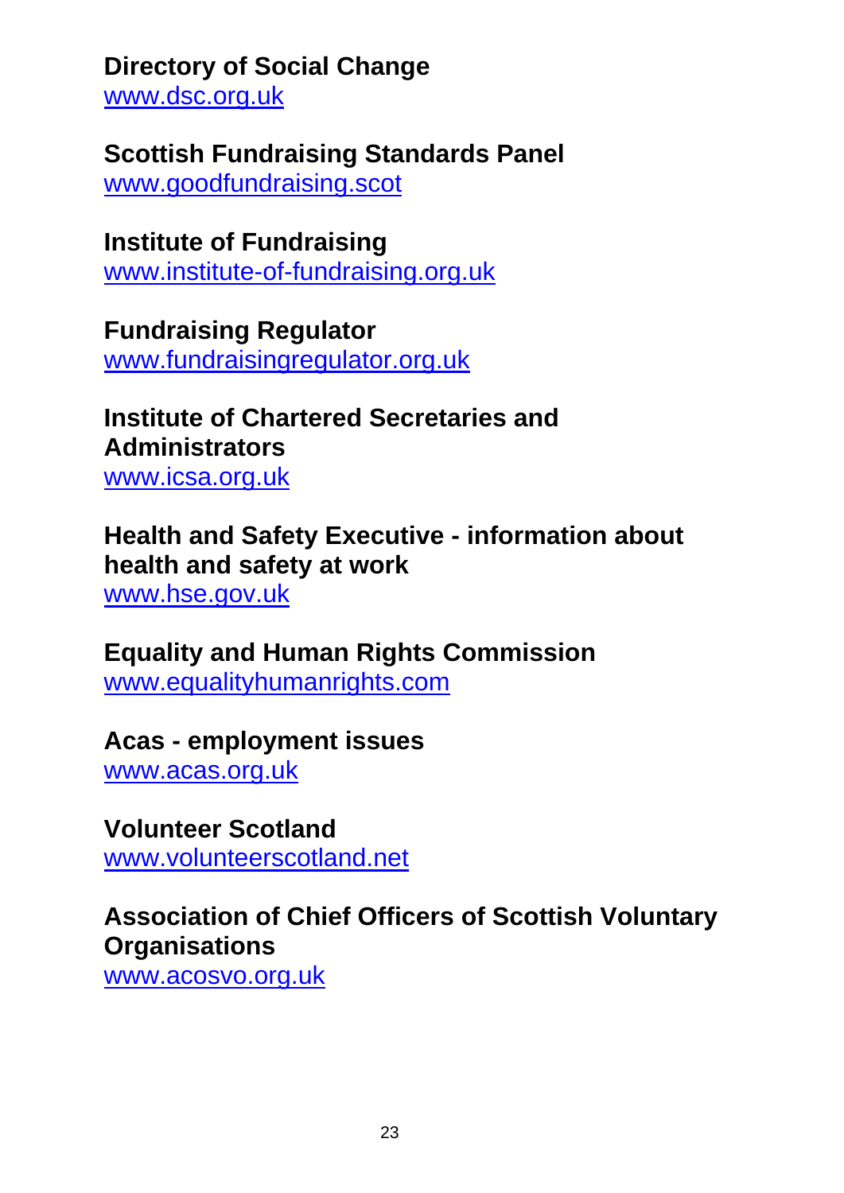**Directory of Social Change**
[www.dsc.org.uk](http://www.dsc.org.uk)

**Scottish Fundraising Standards Panel**
[www.goodfundraising.scot](http://www.goodfundraising.scot)

**Institute of Fundraising**
[www.institute-of-fundraising.org.uk](http://www.institute-of-fundraising.org.uk)

**Fundraising Regulator**
[www.fundraisingregulator.org.uk](http://www.fundraisingregulator.org.uk)

**Institute of Chartered Secretaries and Administrators**
[www.icsa.org.uk](http://www.icsa.org.uk)

**Health and Safety Executive - information about health and safety at work**
[www.hse.gov.uk](http://www.hse.gov.uk)

**Equality and Human Rights Commission**
[www.equalityhumanrights.com](http://www.equalityhumanrights.com)

**Acas - employment issues**
[www.acas.org.uk](http://www.acas.org.uk)

**Volunteer Scotland**
[www.volunteerscotland.net](http://www.volunteerscotland.net)

**Association of Chief Officers of Scottish Voluntary Organisations**
[www.acosvo.org.uk](http://www.acosvo.org.uk)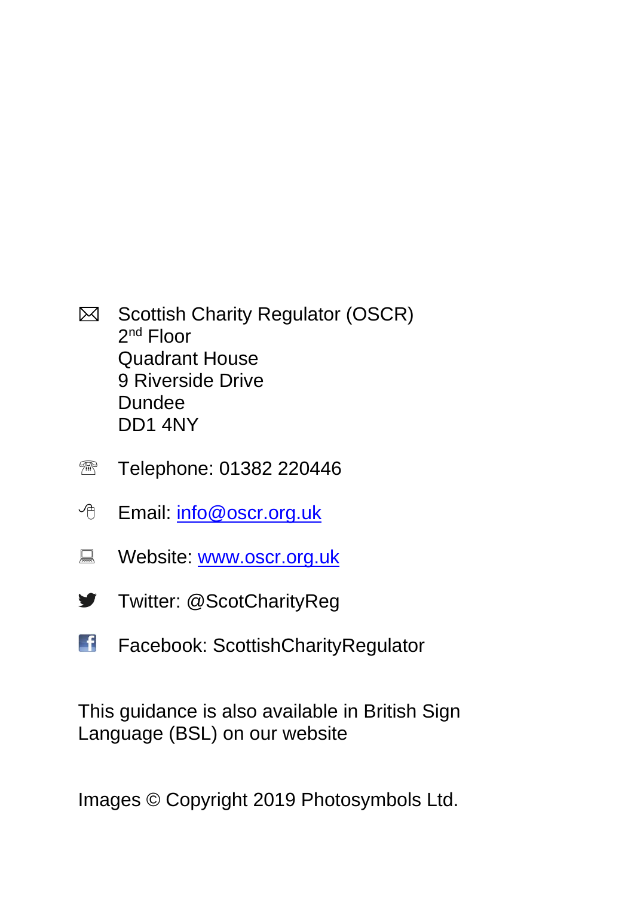Scottish Charity Regulator (OSCR)
2nd Floor
Quadrant House
9 Riverside Drive
Dundee
DD1 4NY

Telephone: 01382 220446

Email: info@oscr.org.uk

Website: www.oscr.org.uk

Twitter: @ScotCharityReg

Facebook: ScottishCharityRegulator

This guidance is also available in British Sign Language (BSL) on our website

Images © Copyright 2019 Photosymbols Ltd.